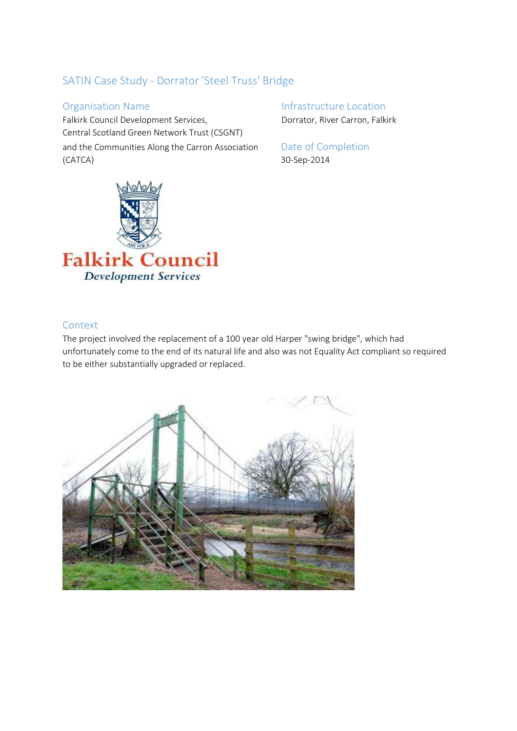# SATIN Case Study - Dorrator 'Steel Truss' Bridge

## Organisation Name

Falkirk Council Development Services,
Central Scotland Green Network Trust (CSGNT)
and the Communities Along the Carron Association (CATCA)

## Infrastructure Location

Dorrator, River Carron, Falkirk

## Date of Completion

30-Sep-2014

## Context

The project involved the replacement of a 100 year old Harper "swing bridge", which had unfortunately come to the end of its natural life and also was not Equality Act compliant so required to be either substantially upgraded or replaced.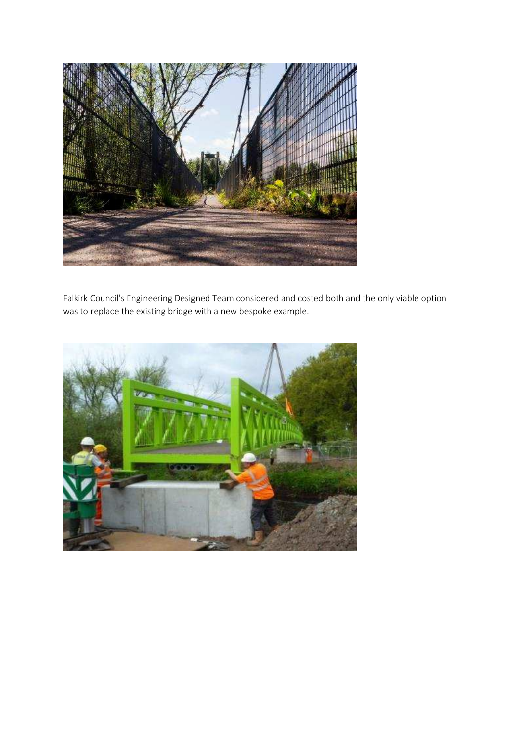Falkirk Council's Engineering Designed Team considered and costed both and the only viable option was to replace the existing bridge with a new bespoke example.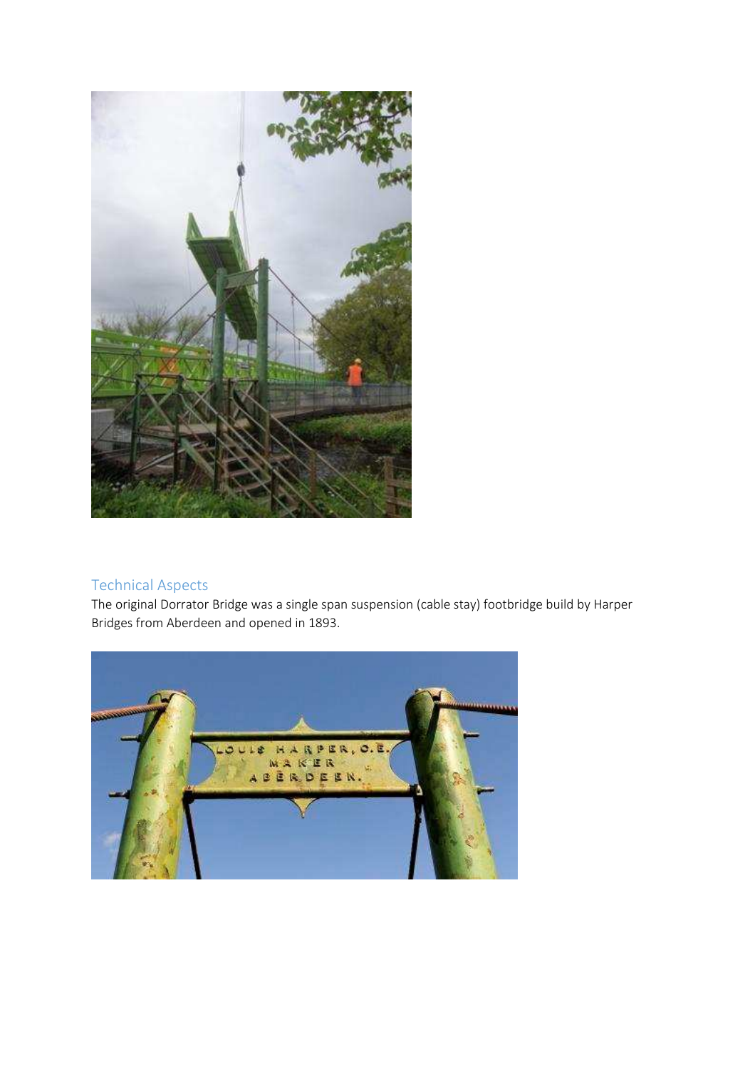## Technical Aspects

The original Dorrator Bridge was a single span suspension (cable stay) footbridge build by Harper Bridges from Aberdeen and opened in 1893.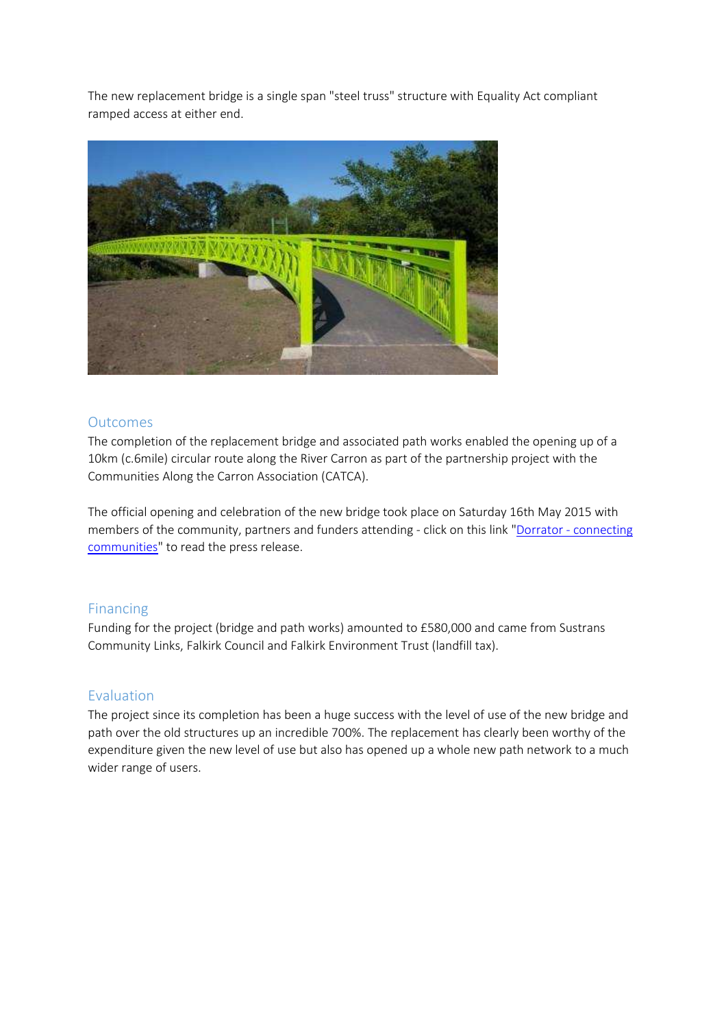The new replacement bridge is a single span "steel truss" structure with Equality Act compliant ramped access at either end.

## Outcomes

The completion of the replacement bridge and associated path works enabled the opening up of a 10km (c.6mile) circular route along the River Carron as part of the partnership project with the Communities Along the Carron Association (CATCA).

The official opening and celebration of the new bridge took place on Saturday 16th May 2015 with members of the community, partners and funders attending - click on this link "Dorrator - connecting communities" to read the press release.

## Financing

Funding for the project (bridge and path works) amounted to £580,000 and came from Sustrans Community Links, Falkirk Council and Falkirk Environment Trust (landfill tax).

## Evaluation

The project since its completion has been a huge success with the level of use of the new bridge and path over the old structures up an incredible 700%. The replacement has clearly been worthy of the expenditure given the new level of use but also has opened up a whole new path network to a much wider range of users.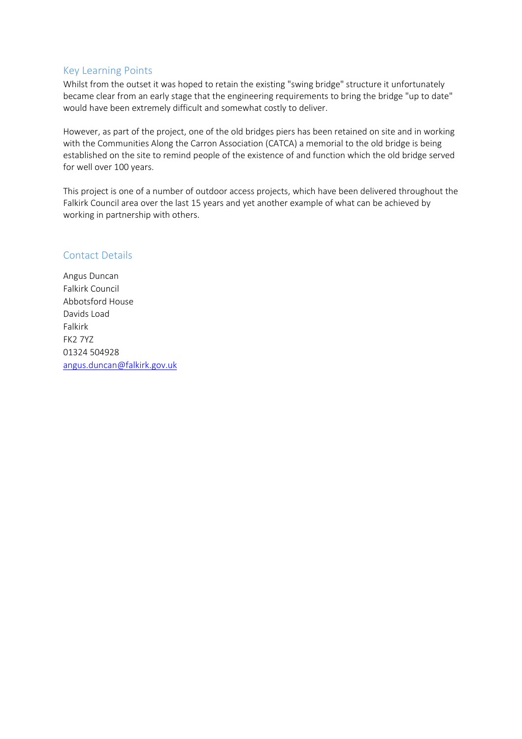## Key Learning Points

Whilst from the outset it was hoped to retain the existing "swing bridge" structure it unfortunately became clear from an early stage that the engineering requirements to bring the bridge "up to date" would have been extremely difficult and somewhat costly to deliver.

However, as part of the project, one of the old bridges piers has been retained on site and in working with the Communities Along the Carron Association (CATCA) a memorial to the old bridge is being established on the site to remind people of the existence of and function which the old bridge served for well over 100 years.

This project is one of a number of outdoor access projects, which have been delivered throughout the Falkirk Council area over the last 15 years and yet another example of what can be achieved by working in partnership with others.

## Contact Details

Angus Duncan  
Falkirk Council  
Abbotsford House  
Davids Load  
Falkirk  
FK2 7YZ  
01324 504928  
angus.duncan@falkirk.gov.uk